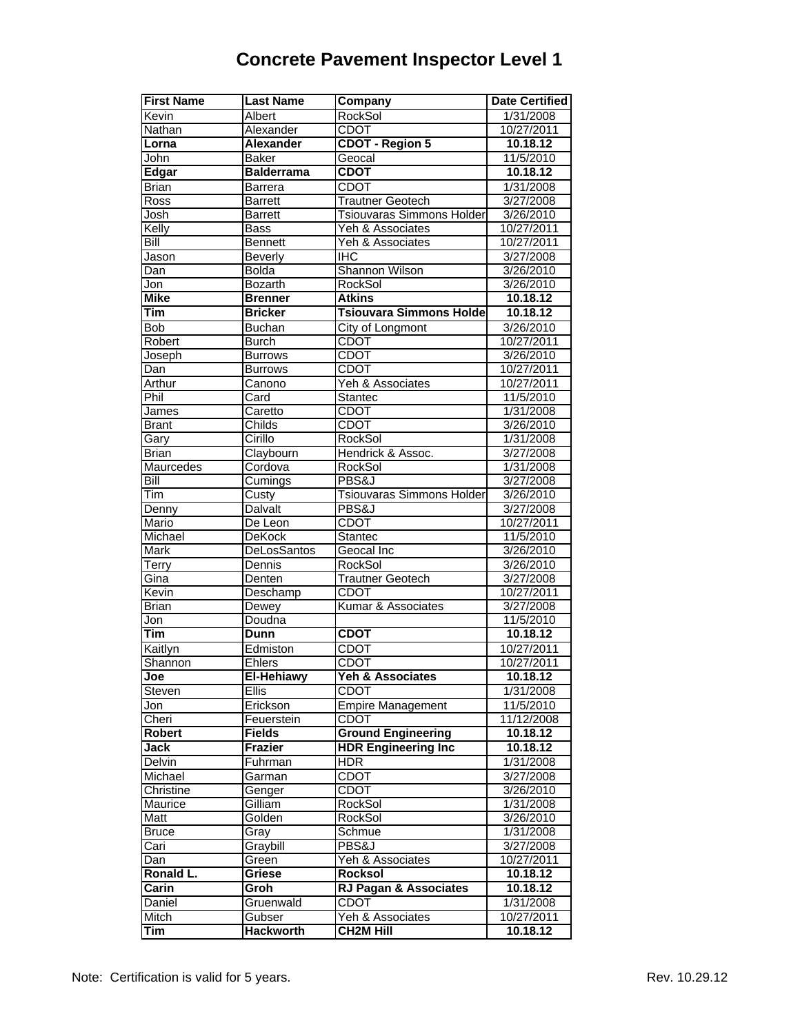# Concrete Pavement Inspector Level 1

| First Name | Last Name | Company | Date Certified |
|---|---|---|---|
| Kevin | Albert | RockSol | 1/31/2008 |
| Nathan | Alexander | CDOT | 10/27/2011 |
| **Lorna** | **Alexander** | **CDOT - Region 5** | **10.18.12** |
| John | Baker | Geocal | 11/5/2010 |
| **Edgar** | **Balderrama** | **CDOT** | **10.18.12** |
| Brian | Barrera | CDOT | 1/31/2008 |
| Ross | Barrett | Trautner Geotech | 3/27/2008 |
| Josh | Barrett | Tsiouvaras Simmons Holder | 3/26/2010 |
| Kelly | Bass | Yeh & Associates | 10/27/2011 |
| Bill | Bennett | Yeh & Associates | 10/27/2011 |
| Jason | Beverly | IHC | 3/27/2008 |
| Dan | Bolda | Shannon Wilson | 3/26/2010 |
| Jon | Bozarth | RockSol | 3/26/2010 |
| **Mike** | **Brenner** | **Atkins** | **10.18.12** |
| **Tim** | **Bricker** | **Tsiouvara Simmons Holde** | **10.18.12** |
| Bob | Buchan | City of Longmont | 3/26/2010 |
| Robert | Burch | CDOT | 10/27/2011 |
| Joseph | Burrows | CDOT | 3/26/2010 |
| Dan | Burrows | CDOT | 10/27/2011 |
| Arthur | Canono | Yeh & Associates | 10/27/2011 |
| Phil | Card | Stantec | 11/5/2010 |
| James | Caretto | CDOT | 1/31/2008 |
| Brant | Childs | CDOT | 3/26/2010 |
| Gary | Cirillo | RockSol | 1/31/2008 |
| Brian | Claybourn | Hendrick & Assoc. | 3/27/2008 |
| Maurcedes | Cordova | RockSol | 1/31/2008 |
| Bill | Cumings | PBS&J | 3/27/2008 |
| Tim | Custy | Tsiouvaras Simmons Holder | 3/26/2010 |
| Denny | Dalvalt | PBS&J | 3/27/2008 |
| Mario | De Leon | CDOT | 10/27/2011 |
| Michael | DeKock | Stantec | 11/5/2010 |
| Mark | DeLosSantos | Geocal Inc | 3/26/2010 |
| Terry | Dennis | RockSol | 3/26/2010 |
| Gina | Denten | Trautner Geotech | 3/27/2008 |
| Kevin | Deschamp | CDOT | 10/27/2011 |
| Brian | Dewey | Kumar & Associates | 3/27/2008 |
| Jon | Doudna | | 11/5/2010 |
| **Tim** | **Dunn** | **CDOT** | **10.18.12** |
| Kaitlyn | Edmiston | CDOT | 10/27/2011 |
| Shannon | Ehlers | CDOT | 10/27/2011 |
| **Joe** | **El-Hehiawy** | **Yeh & Associates** | **10.18.12** |
| Steven | Ellis | CDOT | 1/31/2008 |
| Jon | Erickson | Empire Management | 11/5/2010 |
| Cheri | Feuerstein | CDOT | 11/12/2008 |
| **Robert** | **Fields** | **Ground Engineering** | **10.18.12** |
| **Jack** | **Frazier** | **HDR Engineering Inc** | **10.18.12** |
| Delvin | Fuhrman | HDR | 1/31/2008 |
| Michael | Garman | CDOT | 3/27/2008 |
| Christine | Genger | CDOT | 3/26/2010 |
| Maurice | Gilliam | RockSol | 1/31/2008 |
| Matt | Golden | RockSol | 3/26/2010 |
| Bruce | Gray | Schmue | 1/31/2008 |
| Cari | Graybill | PBS&J | 3/27/2008 |
| Dan | Green | Yeh & Associates | 10/27/2011 |
| **Ronald L.** | **Griese** | **Rocksol** | **10.18.12** |
| **Carin** | **Groh** | **RJ Pagan & Associates** | **10.18.12** |
| Daniel | Gruenwald | CDOT | 1/31/2008 |
| Mitch | Gubser | Yeh & Associates | 10/27/2011 |
| **Tim** | **Hackworth** | **CH2M Hill** | **10.18.12** |

Note: Certification is valid for 5 years.

Rev. 10.29.12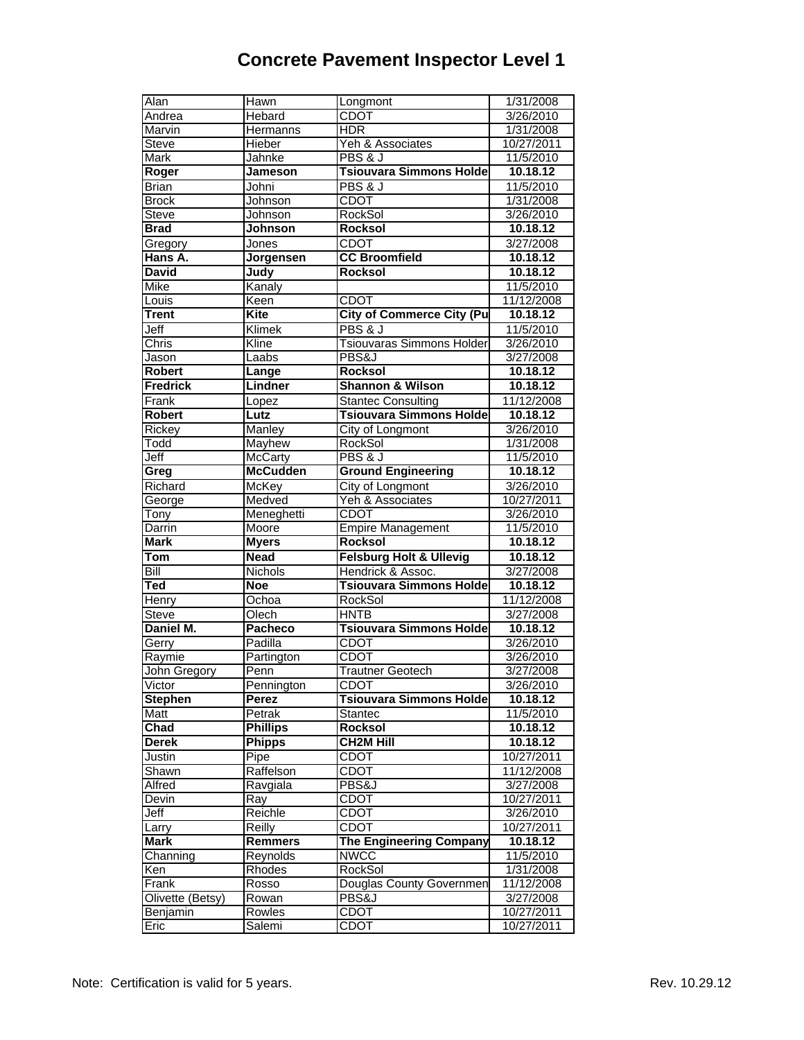# Concrete Pavement Inspector Level 1

| | | | |
|---|---|---|---|
| Alan | Hawn | Longmont | 1/31/2008 |
| Andrea | Hebard | CDOT | 3/26/2010 |
| Marvin | Hermanns | HDR | 1/31/2008 |
| Steve | Hieber | Yeh & Associates | 10/27/2011 |
| Mark | Jahnke | PBS & J | 11/5/2010 |
| **Roger** | **Jameson** | **Tsiouvara Simmons Holde** | **10.18.12** |
| Brian | Johni | PBS & J | 11/5/2010 |
| Brock | Johnson | CDOT | 1/31/2008 |
| Steve | Johnson | RockSol | 3/26/2010 |
| **Brad** | **Johnson** | **Rocksol** | **10.18.12** |
| Gregory | Jones | CDOT | 3/27/2008 |
| **Hans A.** | **Jorgensen** | **CC Broomfield** | **10.18.12** |
| **David** | **Judy** | **Rocksol** | **10.18.12** |
| Mike | Kanaly | | 11/5/2010 |
| Louis | Keen | CDOT | 11/12/2008 |
| **Trent** | **Kite** | **City of Commerce City (Pu** | **10.18.12** |
| Jeff | Klimek | PBS & J | 11/5/2010 |
| Chris | Kline | Tsiouvaras Simmons Holder | 3/26/2010 |
| Jason | Laabs | PBS&J | 3/27/2008 |
| **Robert** | **Lange** | **Rocksol** | **10.18.12** |
| **Fredrick** | **Lindner** | **Shannon & Wilson** | **10.18.12** |
| Frank | Lopez | Stantec Consulting | 11/12/2008 |
| **Robert** | **Lutz** | **Tsiouvara Simmons Holde** | **10.18.12** |
| Rickey | Manley | City of Longmont | 3/26/2010 |
| Todd | Mayhew | RockSol | 1/31/2008 |
| Jeff | McCarty | PBS & J | 11/5/2010 |
| **Greg** | **McCudden** | **Ground Engineering** | **10.18.12** |
| Richard | McKey | City of Longmont | 3/26/2010 |
| George | Medved | Yeh & Associates | 10/27/2011 |
| Tony | Meneghetti | CDOT | 3/26/2010 |
| Darrin | Moore | Empire Management | 11/5/2010 |
| **Mark** | **Myers** | **Rocksol** | **10.18.12** |
| **Tom** | **Nead** | **Felsburg Holt & Ullevig** | **10.18.12** |
| Bill | Nichols | Hendrick & Assoc. | 3/27/2008 |
| **Ted** | **Noe** | **Tsiouvara Simmons Holde** | **10.18.12** |
| Henry | Ochoa | RockSol | 11/12/2008 |
| Steve | Olech | HNTB | 3/27/2008 |
| **Daniel M.** | **Pacheco** | **Tsiouvara Simmons Holde** | **10.18.12** |
| Gerry | Padilla | CDOT | 3/26/2010 |
| Raymie | Partington | CDOT | 3/26/2010 |
| John Gregory | Penn | Trautner Geotech | 3/27/2008 |
| Victor | Pennington | CDOT | 3/26/2010 |
| **Stephen** | **Perez** | **Tsiouvara Simmons Holde** | **10.18.12** |
| Matt | Petrak | Stantec | 11/5/2010 |
| **Chad** | **Phillips** | **Rocksol** | **10.18.12** |
| **Derek** | **Phipps** | **CH2M Hill** | **10.18.12** |
| Justin | Pipe | CDOT | 10/27/2011 |
| Shawn | Raffelson | CDOT | 11/12/2008 |
| Alfred | Ravgiala | PBS&J | 3/27/2008 |
| Devin | Ray | CDOT | 10/27/2011 |
| Jeff | Reichle | CDOT | 3/26/2010 |
| Larry | Reilly | CDOT | 10/27/2011 |
| **Mark** | **Remmers** | **The Engineering Company** | **10.18.12** |
| Channing | Reynolds | NWCC | 11/5/2010 |
| Ken | Rhodes | RockSol | 1/31/2008 |
| Frank | Rosso | Douglas County Governmen | 11/12/2008 |
| Olivette (Betsy) | Rowan | PBS&J | 3/27/2008 |
| Benjamin | Rowles | CDOT | 10/27/2011 |
| Eric | Salemi | CDOT | 10/27/2011 |

Note: Certification is valid for 5 years.

Rev. 10.29.12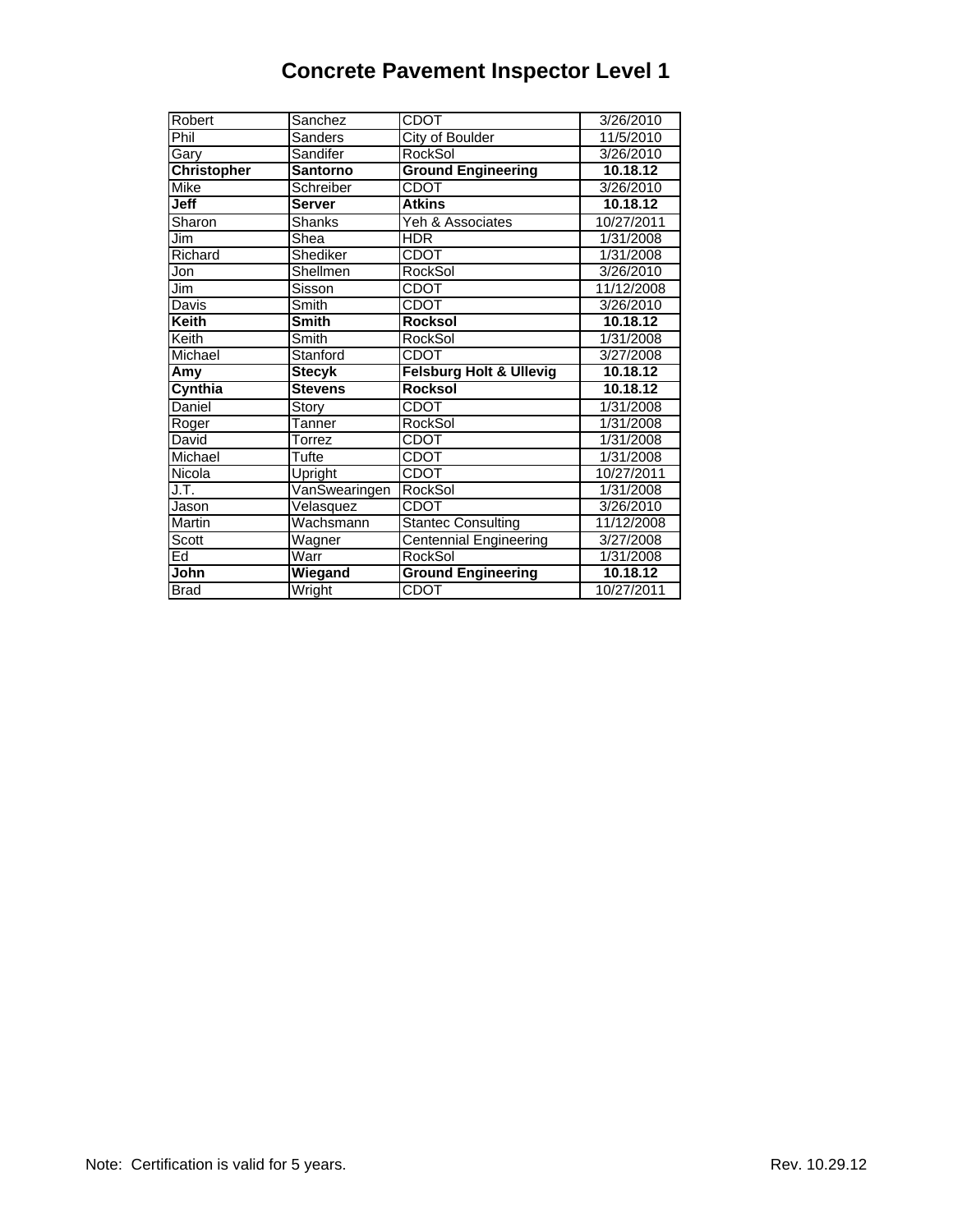# Concrete Pavement Inspector Level 1

| | | | |
|---|---|---|---|
| Robert | Sanchez | CDOT | 3/26/2010 |
| Phil | Sanders | City of Boulder | 11/5/2010 |
| Gary | Sandifer | RockSol | 3/26/2010 |
| **Christopher** | **Santorno** | **Ground Engineering** | **10.18.12** |
| Mike | Schreiber | CDOT | 3/26/2010 |
| **Jeff** | **Server** | **Atkins** | **10.18.12** |
| Sharon | Shanks | Yeh & Associates | 10/27/2011 |
| Jim | Shea | HDR | 1/31/2008 |
| Richard | Shediker | CDOT | 1/31/2008 |
| Jon | Shellmen | RockSol | 3/26/2010 |
| Jim | Sisson | CDOT | 11/12/2008 |
| Davis | Smith | CDOT | 3/26/2010 |
| **Keith** | **Smith** | **Rocksol** | **10.18.12** |
| Keith | Smith | RockSol | 1/31/2008 |
| Michael | Stanford | CDOT | 3/27/2008 |
| **Amy** | **Stecyk** | **Felsburg Holt & Ullevig** | **10.18.12** |
| **Cynthia** | **Stevens** | **Rocksol** | **10.18.12** |
| Daniel | Story | CDOT | 1/31/2008 |
| Roger | Tanner | RockSol | 1/31/2008 |
| David | Torrez | CDOT | 1/31/2008 |
| Michael | Tufte | CDOT | 1/31/2008 |
| Nicola | Upright | CDOT | 10/27/2011 |
| J.T. | VanSwearingen | RockSol | 1/31/2008 |
| Jason | Velasquez | CDOT | 3/26/2010 |
| Martin | Wachsmann | Stantec Consulting | 11/12/2008 |
| Scott | Wagner | Centennial Engineering | 3/27/2008 |
| Ed | Warr | RockSol | 1/31/2008 |
| **John** | **Wiegand** | **Ground Engineering** | **10.18.12** |
| Brad | Wright | CDOT | 10/27/2011 |

Note: Certification is valid for 5 years.

Rev. 10.29.12